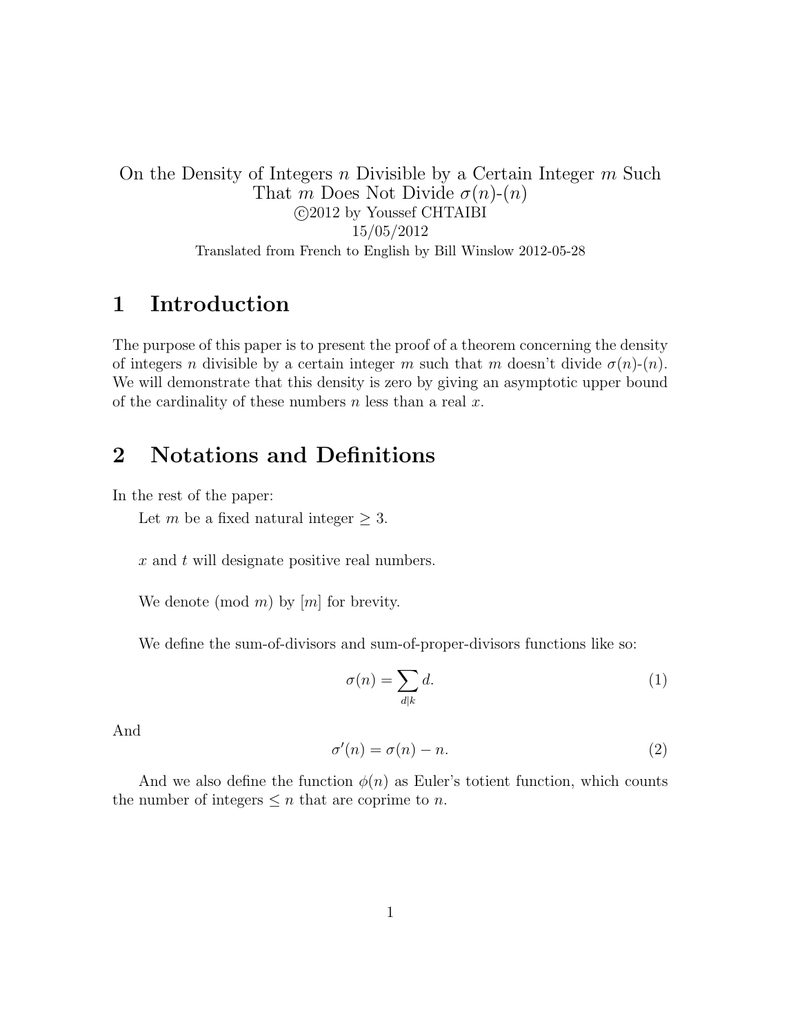On the Density of Integers $n$ Divisible by a Certain Integer $m$ Such That $m$ Does Not Divide $\sigma(n)$-$(n)$

©2012 by Youssef CHTAIBI

15/05/2012

Translated from French to English by Bill Winslow 2012-05-28

# 1 Introduction

The purpose of this paper is to present the proof of a theorem concerning the density of integers $n$ divisible by a certain integer $m$ such that $m$ doesn't divide $\sigma(n)$-$(n)$. We will demonstrate that this density is zero by giving an asymptotic upper bound of the cardinality of these numbers $n$ less than a real $x$.

# 2 Notations and Definitions

In the rest of the paper:

Let $m$ be a fixed natural integer $\geq 3$.

$x$ and $t$ will designate positive real numbers.

We denote (mod $m$) by $[m]$ for brevity.

We define the sum-of-divisors and sum-of-proper-divisors functions like so:

$$\sigma(n) = \sum_{d|k} d. \tag{1}$$

And

$$\sigma'(n) = \sigma(n) - n. \tag{2}$$

And we also define the function $\phi(n)$ as Euler's totient function, which counts the number of integers $\leq n$ that are coprime to $n$.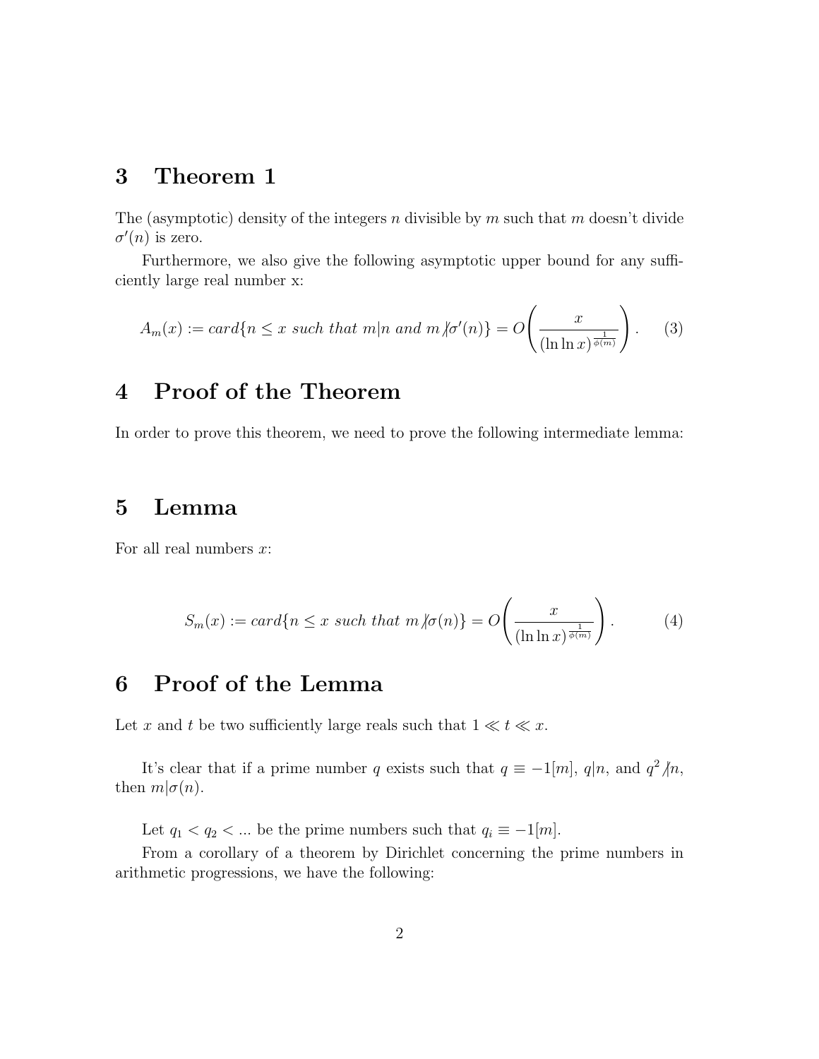# 3 Theorem 1

The (asymptotic) density of the integers $n$ divisible by $m$ such that $m$ doesn't divide $\sigma'(n)$ is zero.

Furthermore, we also give the following asymptotic upper bound for any sufficiently large real number x:

$$A_m(x) := card\{n \leq x \text{ such that } m|n \text{ and } m \nmid \sigma'(n)\} = O\left(\frac{x}{(\ln \ln x)^{\frac{1}{\phi(m)}}}\right). \tag{3}$$

# 4 Proof of the Theorem

In order to prove this theorem, we need to prove the following intermediate lemma:

# 5 Lemma

For all real numbers $x$:

$$S_m(x) := card\{n \leq x \text{ such that } m \nmid \sigma(n)\} = O\left(\frac{x}{(\ln \ln x)^{\frac{1}{\phi(m)}}}\right). \tag{4}$$

# 6 Proof of the Lemma

Let $x$ and $t$ be two sufficiently large reals such that $1 \ll t \ll x$.

It's clear that if a prime number $q$ exists such that $q \equiv -1[m]$, $q|n$, and $q^2 \nmid n$, then $m|\sigma(n)$.

Let $q_1 < q_2 < ...$ be the prime numbers such that $q_i \equiv -1[m]$.

From a corollary of a theorem by Dirichlet concerning the prime numbers in arithmetic progressions, we have the following: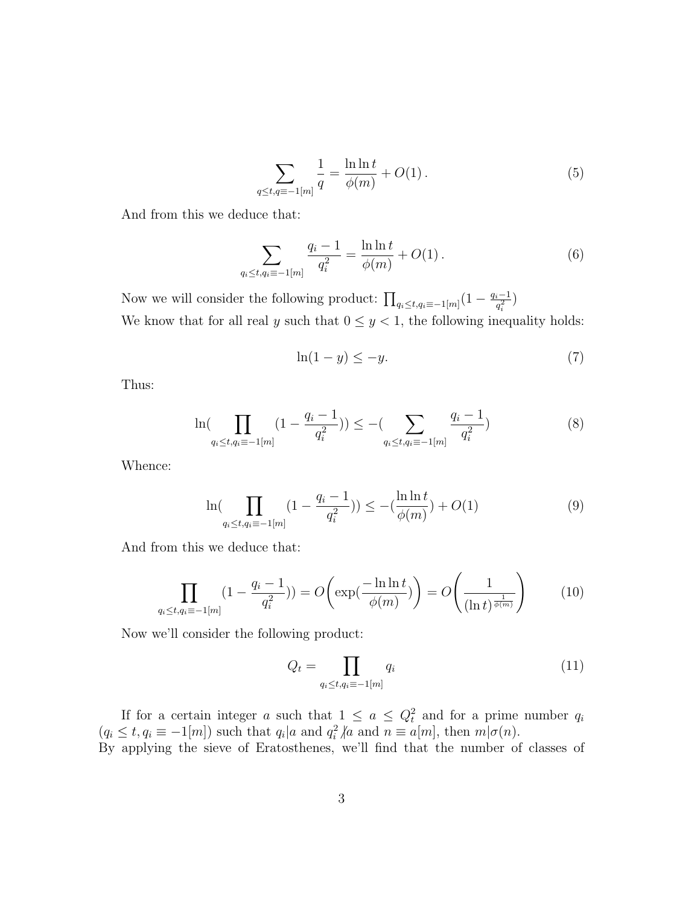$$\sum_{q \leq t, q \equiv -1[m]} \frac{1}{q} = \frac{\ln \ln t}{\phi(m)} + O(1) \,. \tag{5}$$

And from this we deduce that:

$$\sum_{q_i \leq t, q_i \equiv -1[m]} \frac{q_i - 1}{q_i^2} = \frac{\ln \ln t}{\phi(m)} + O(1) \,. \tag{6}$$

Now we will consider the following product: $\prod_{q_i \leq t, q_i \equiv -1[m]} (1 - \frac{q_i - 1}{q_i^2})$

We know that for all real $y$ such that $0 \leq y < 1$, the following inequality holds:

$$\ln(1 - y) \leq -y. \tag{7}$$

Thus:

$$\ln(\prod_{q_i \leq t, q_i \equiv -1[m]} (1 - \frac{q_i - 1}{q_i^2})) \leq -(\sum_{q_i \leq t, q_i \equiv -1[m]} \frac{q_i - 1}{q_i^2}) \tag{8}$$

Whence:

$$\ln(\prod_{q_i \leq t, q_i \equiv -1[m]} (1 - \frac{q_i - 1}{q_i^2})) \leq -(\frac{\ln \ln t}{\phi(m)}) + O(1) \tag{9}$$

And from this we deduce that:

$$\prod_{q_i \leq t, q_i \equiv -1[m]} (1 - \frac{q_i - 1}{q_i^2})) = O\left(\exp(\frac{-\ln \ln t}{\phi(m)})\right) = O\left(\frac{1}{(\ln t)^{\frac{1}{\phi(m)}}}\right) \tag{10}$$

Now we'll consider the following product:

$$Q_t = \prod_{q_i \leq t, q_i \equiv -1[m]} q_i \tag{11}$$

If for a certain integer $a$ such that $1 \leq a \leq Q_t^2$ and for a prime number $q_i$ ($q_i \leq t, q_i \equiv -1[m]$) such that $q_i | a$ and $q_i^2 \not| a$ and $n \equiv a[m]$, then $m | \sigma(n)$.

By applying the sieve of Eratosthenes, we'll find that the number of classes of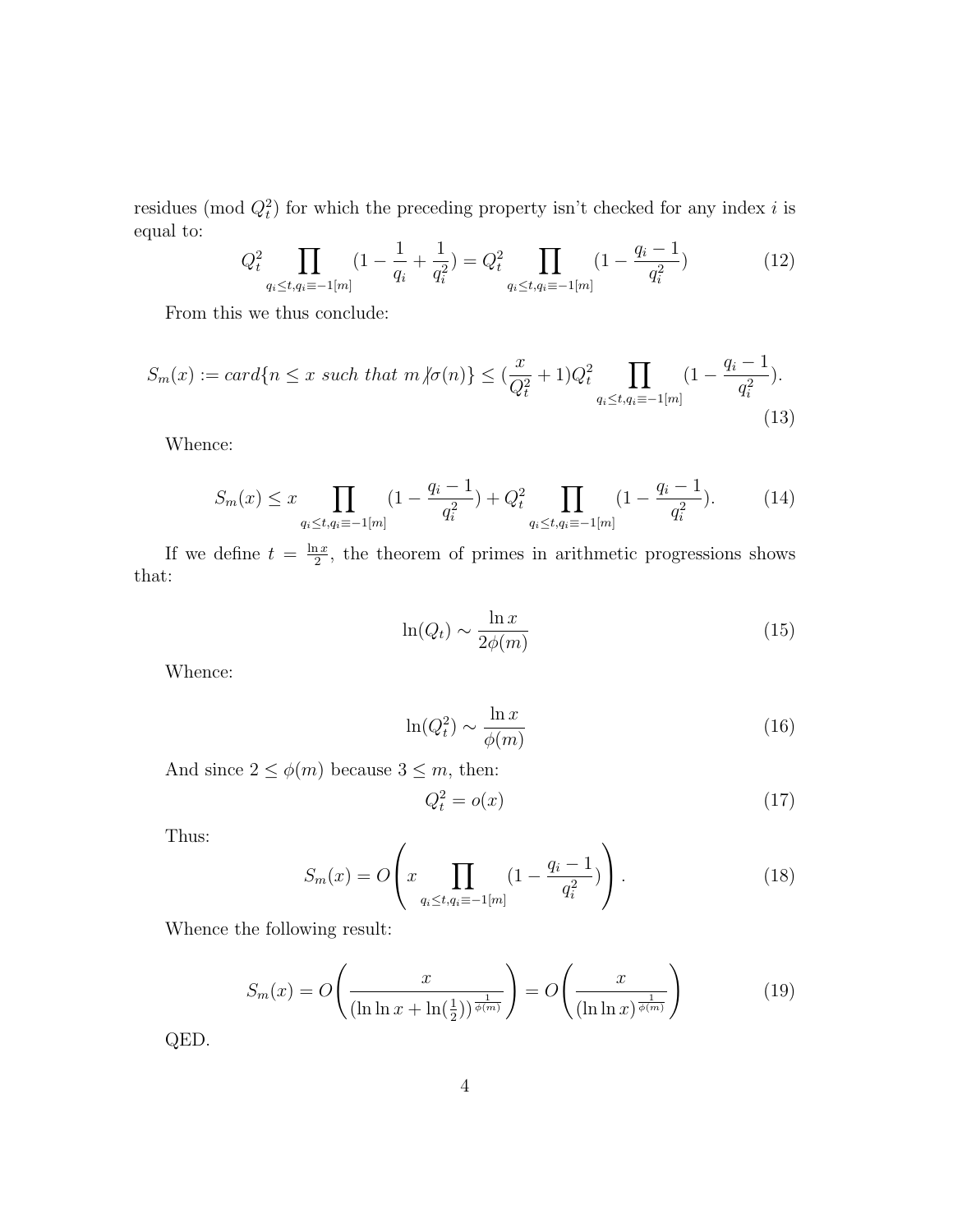residues (mod $Q_t^2$) for which the preceding property isn't checked for any index $i$ is equal to:

$$Q_t^2 \prod_{q_i \le t, q_i \equiv -1[m]} (1 - \frac{1}{q_i} + \frac{1}{q_i^2}) = Q_t^2 \prod_{q_i \le t, q_i \equiv -1[m]} (1 - \frac{q_i - 1}{q_i^2}) \tag{12}$$

From this we thus conclude:

$$S_m(x) := card\{n \le x \text{ such that } m \not| \sigma(n)\} \le (\frac{x}{Q_t^2} + 1) Q_t^2 \prod_{q_i \le t, q_i \equiv -1[m]} (1 - \frac{q_i - 1}{q_i^2}). \tag{13}$$

Whence:

$$S_m(x) \le x \prod_{q_i \le t, q_i \equiv -1[m]} (1 - \frac{q_i - 1}{q_i^2}) + Q_t^2 \prod_{q_i \le t, q_i \equiv -1[m]} (1 - \frac{q_i - 1}{q_i^2}). \tag{14}$$

If we define $t = \frac{\ln x}{2}$, the theorem of primes in arithmetic progressions shows that:

$$\ln(Q_t) \sim \frac{\ln x}{2\phi(m)} \tag{15}$$

Whence:

$$\ln(Q_t^2) \sim \frac{\ln x}{\phi(m)} \tag{16}$$

And since $2 \le \phi(m)$ because $3 \le m$, then:

$$Q_t^2 = o(x) \tag{17}$$

Thus:

$$S_m(x) = O\left( x \prod_{q_i \le t, q_i \equiv -1[m]} (1 - \frac{q_i - 1}{q_i^2}) \right). \tag{18}$$

Whence the following result:

$$S_m(x) = O\left( \frac{x}{(\ln \ln x + \ln(\frac{1}{2}))^{\frac{1}{\phi(m)}}} \right) = O\left( \frac{x}{(\ln \ln x)^{\frac{1}{\phi(m)}}} \right) \tag{19}$$

QED.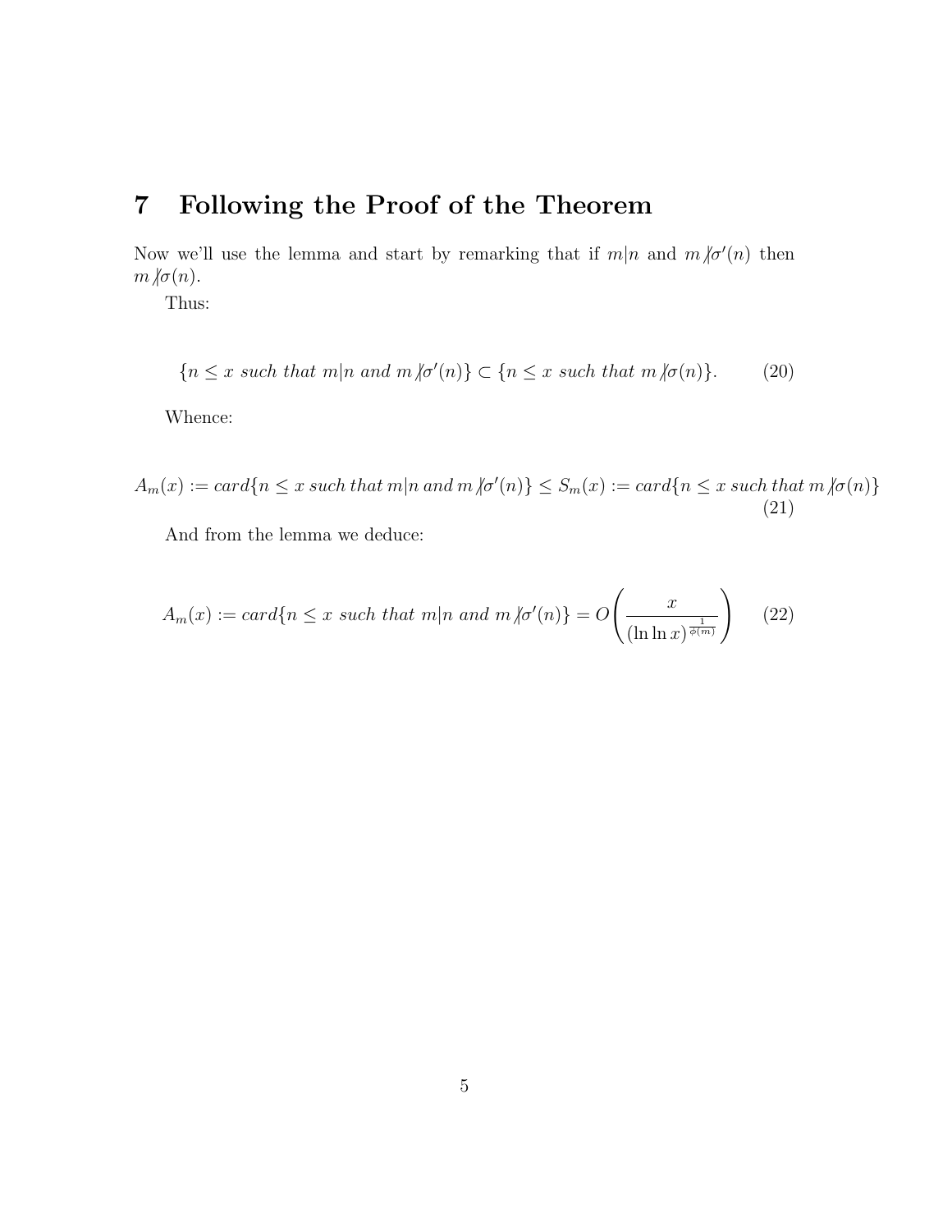# 7 Following the Proof of the Theorem

Now we'll use the lemma and start by remarking that if $m|n$ and $m \not| \sigma'(n)$ then $m \not| \sigma(n)$.

Thus:

$$\{n \leq x \textit{ such that } m|n \textit{ and } m \not| \sigma'(n)\} \subset \{n \leq x \textit{ such that } m \not| \sigma(n)\}. \tag{20}$$

Whence:

$$A_m(x) := card\{n \leq x \, such \, that \, m|n \, and \, m \not| \sigma'(n)\} \leq S_m(x) := card\{n \leq x \, such \, that \, m \not| \sigma(n)\} \tag{21}$$

And from the lemma we deduce:

$$A_m(x) := card\{n \leq x \textit{ such that } m|n \textit{ and } m \not| \sigma'(n)\} = O\left(\frac{x}{(\ln \ln x)^{\frac{1}{\phi(m)}}}\right) \tag{22}$$